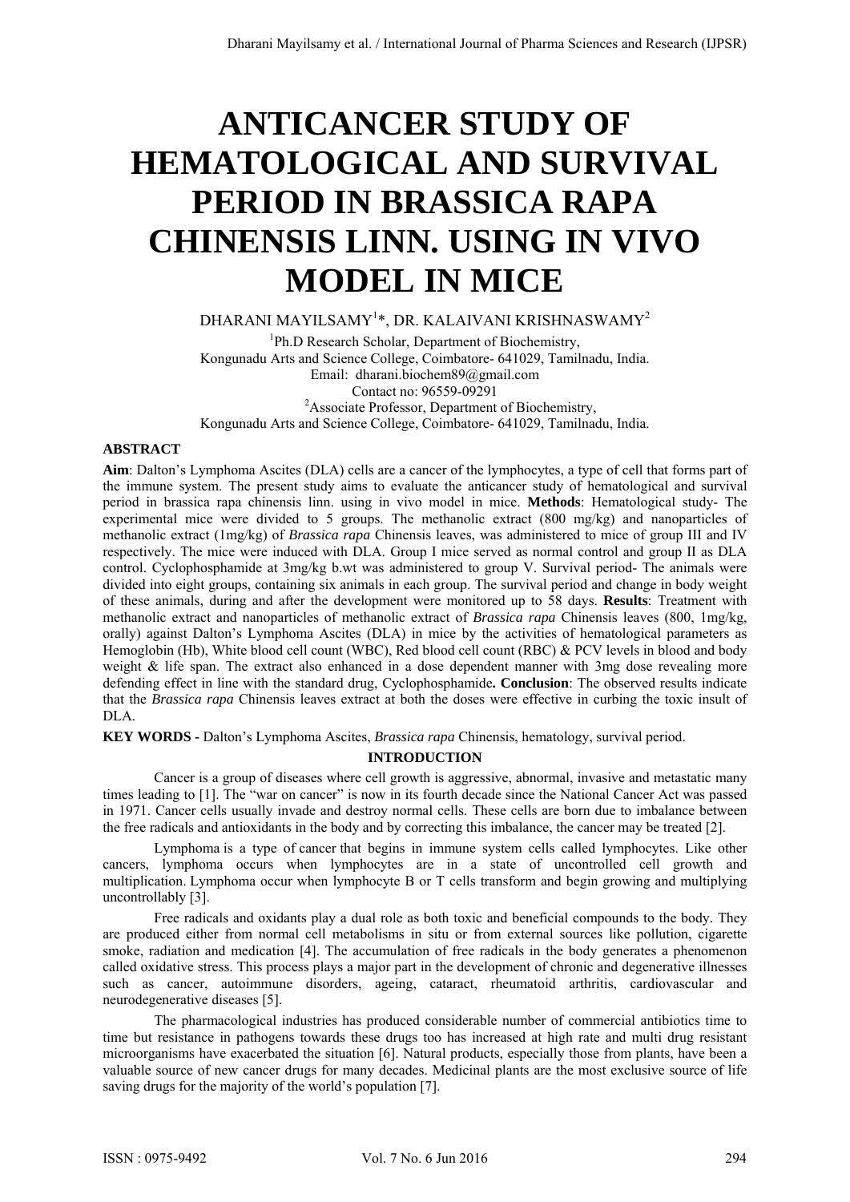# ANTICANCER STUDY OF HEMATOLOGICAL AND SURVIVAL PERIOD IN BRASSICA RAPA CHINENSIS LINN. USING IN VIVO MODEL IN MICE

DHARANI MAYILSAMY[1]*, DR. KALAIVANI KRISHNASWAMY[2]

[1]Ph.D Research Scholar, Department of Biochemistry,
Kongunadu Arts and Science College, Coimbatore- 641029, Tamilnadu, India.
Email: dharani.biochem89@gmail.com
Contact no: 96559-09291
[2]Associate Professor, Department of Biochemistry,
Kongunadu Arts and Science College, Coimbatore- 641029, Tamilnadu, India.

## ABSTRACT

**Aim**: Dalton's Lymphoma Ascites (DLA) cells are a cancer of the lymphocytes, a type of cell that forms part of the immune system. The present study aims to evaluate the anticancer study of hematological and survival period in brassica rapa chinensis linn. using in vivo model in mice. **Methods**: Hematological study- The experimental mice were divided to 5 groups. The methanolic extract (800 mg/kg) and nanoparticles of methanolic extract (1mg/kg) of *Brassica rapa* Chinensis leaves, was administered to mice of group III and IV respectively. The mice were induced with DLA. Group I mice served as normal control and group II as DLA control. Cyclophosphamide at 3mg/kg b.wt was administered to group V. Survival period- The animals were divided into eight groups, containing six animals in each group. The survival period and change in body weight of these animals, during and after the development were monitored up to 58 days. **Results**: Treatment with methanolic extract and nanoparticles of methanolic extract of *Brassica rapa* Chinensis leaves (800, 1mg/kg, orally) against Dalton's Lymphoma Ascites (DLA) in mice by the activities of hematological parameters as Hemoglobin (Hb), White blood cell count (WBC), Red blood cell count (RBC) & PCV levels in blood and body weight & life span. The extract also enhanced in a dose dependent manner with 3mg dose revealing more defending effect in line with the standard drug, Cyclophosphamide**. Conclusion**: The observed results indicate that the *Brassica rapa* Chinensis leaves extract at both the doses were effective in curbing the toxic insult of DLA.

**KEY WORDS -** Dalton's Lymphoma Ascites, *Brassica rapa* Chinensis, hematology, survival period.

## INTRODUCTION

Cancer is a group of diseases where cell growth is aggressive, abnormal, invasive and metastatic many times leading to [1]. The "war on cancer" is now in its fourth decade since the National Cancer Act was passed in 1971. Cancer cells usually invade and destroy normal cells. These cells are born due to imbalance between the free radicals and antioxidants in the body and by correcting this imbalance, the cancer may be treated [2].

Lymphoma is a type of cancer that begins in immune system cells called lymphocytes. Like other cancers, lymphoma occurs when lymphocytes are in a state of uncontrolled cell growth and multiplication. Lymphoma occur when lymphocyte B or T cells transform and begin growing and multiplying uncontrollably [3].

Free radicals and oxidants play a dual role as both toxic and beneficial compounds to the body. They are produced either from normal cell metabolisms in situ or from external sources like pollution, cigarette smoke, radiation and medication [4]. The accumulation of free radicals in the body generates a phenomenon called oxidative stress. This process plays a major part in the development of chronic and degenerative illnesses such as cancer, autoimmune disorders, ageing, cataract, rheumatoid arthritis, cardiovascular and neurodegenerative diseases [5].

The pharmacological industries has produced considerable number of commercial antibiotics time to time but resistance in pathogens towards these drugs too has increased at high rate and multi drug resistant microorganisms have exacerbated the situation [6]. Natural products, especially those from plants, have been a valuable source of new cancer drugs for many decades. Medicinal plants are the most exclusive source of life saving drugs for the majority of the world's population [7].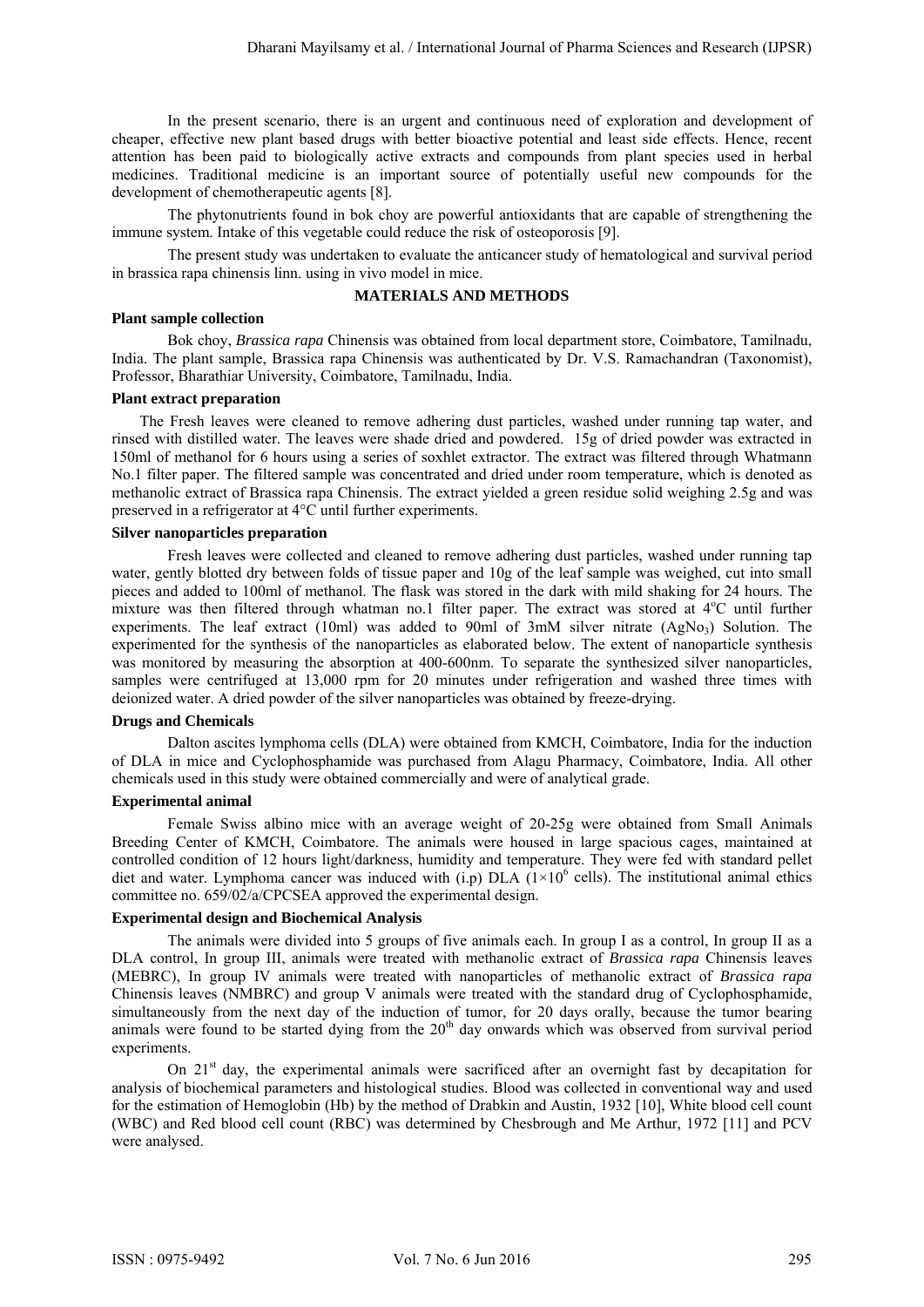In the present scenario, there is an urgent and continuous need of exploration and development of cheaper, effective new plant based drugs with better bioactive potential and least side effects. Hence, recent attention has been paid to biologically active extracts and compounds from plant species used in herbal medicines. Traditional medicine is an important source of potentially useful new compounds for the development of chemotherapeutic agents [8].

The phytonutrients found in bok choy are powerful antioxidants that are capable of strengthening the immune system. Intake of this vegetable could reduce the risk of osteoporosis [9].

The present study was undertaken to evaluate the anticancer study of hematological and survival period in brassica rapa chinensis linn. using in vivo model in mice.

## MATERIALS AND METHODS

### Plant sample collection

Bok choy, *Brassica rapa* Chinensis was obtained from local department store, Coimbatore, Tamilnadu, India. The plant sample, Brassica rapa Chinensis was authenticated by Dr. V.S. Ramachandran (Taxonomist), Professor, Bharathiar University, Coimbatore, Tamilnadu, India.

### Plant extract preparation

The Fresh leaves were cleaned to remove adhering dust particles, washed under running tap water, and rinsed with distilled water. The leaves were shade dried and powdered. 15g of dried powder was extracted in 150ml of methanol for 6 hours using a series of soxhlet extractor. The extract was filtered through Whatmann No.1 filter paper. The filtered sample was concentrated and dried under room temperature, which is denoted as methanolic extract of Brassica rapa Chinensis. The extract yielded a green residue solid weighing 2.5g and was preserved in a refrigerator at 4°C until further experiments.

### Silver nanoparticles preparation

Fresh leaves were collected and cleaned to remove adhering dust particles, washed under running tap water, gently blotted dry between folds of tissue paper and 10g of the leaf sample was weighed, cut into small pieces and added to 100ml of methanol. The flask was stored in the dark with mild shaking for 24 hours. The mixture was then filtered through whatman no.1 filter paper. The extract was stored at 4°C until further experiments. The leaf extract (10ml) was added to 90ml of 3mM silver nitrate ($AgNo_3$) Solution. The experimented for the synthesis of the nanoparticles as elaborated below. The extent of nanoparticle synthesis was monitored by measuring the absorption at 400-600nm. To separate the synthesized silver nanoparticles, samples were centrifuged at 13,000 rpm for 20 minutes under refrigeration and washed three times with deionized water. A dried powder of the silver nanoparticles was obtained by freeze-drying.

### Drugs and Chemicals

Dalton ascites lymphoma cells (DLA) were obtained from KMCH, Coimbatore, India for the induction of DLA in mice and Cyclophosphamide was purchased from Alagu Pharmacy, Coimbatore, India. All other chemicals used in this study were obtained commercially and were of analytical grade.

### Experimental animal

Female Swiss albino mice with an average weight of 20-25g were obtained from Small Animals Breeding Center of KMCH, Coimbatore. The animals were housed in large spacious cages, maintained at controlled condition of 12 hours light/darkness, humidity and temperature. They were fed with standard pellet diet and water. Lymphoma cancer was induced with (i.p) DLA ($1\times10^6$ cells). The institutional animal ethics committee no. 659/02/a/CPCSEA approved the experimental design.

### Experimental design and Biochemical Analysis

The animals were divided into 5 groups of five animals each. In group I as a control, In group II as a DLA control, In group III, animals were treated with methanolic extract of *Brassica rapa* Chinensis leaves (MEBRC), In group IV animals were treated with nanoparticles of methanolic extract of *Brassica rapa* Chinensis leaves (NMBRC) and group V animals were treated with the standard drug of Cyclophosphamide, simultaneously from the next day of the induction of tumor, for 20 days orally, because the tumor bearing animals were found to be started dying from the 20th day onwards which was observed from survival period experiments.

On 21st day, the experimental animals were sacrificed after an overnight fast by decapitation for analysis of biochemical parameters and histological studies. Blood was collected in conventional way and used for the estimation of Hemoglobin (Hb) by the method of Drabkin and Austin, 1932 [10], White blood cell count (WBC) and Red blood cell count (RBC) was determined by Chesbrough and Me Arthur, 1972 [11] and PCV were analysed.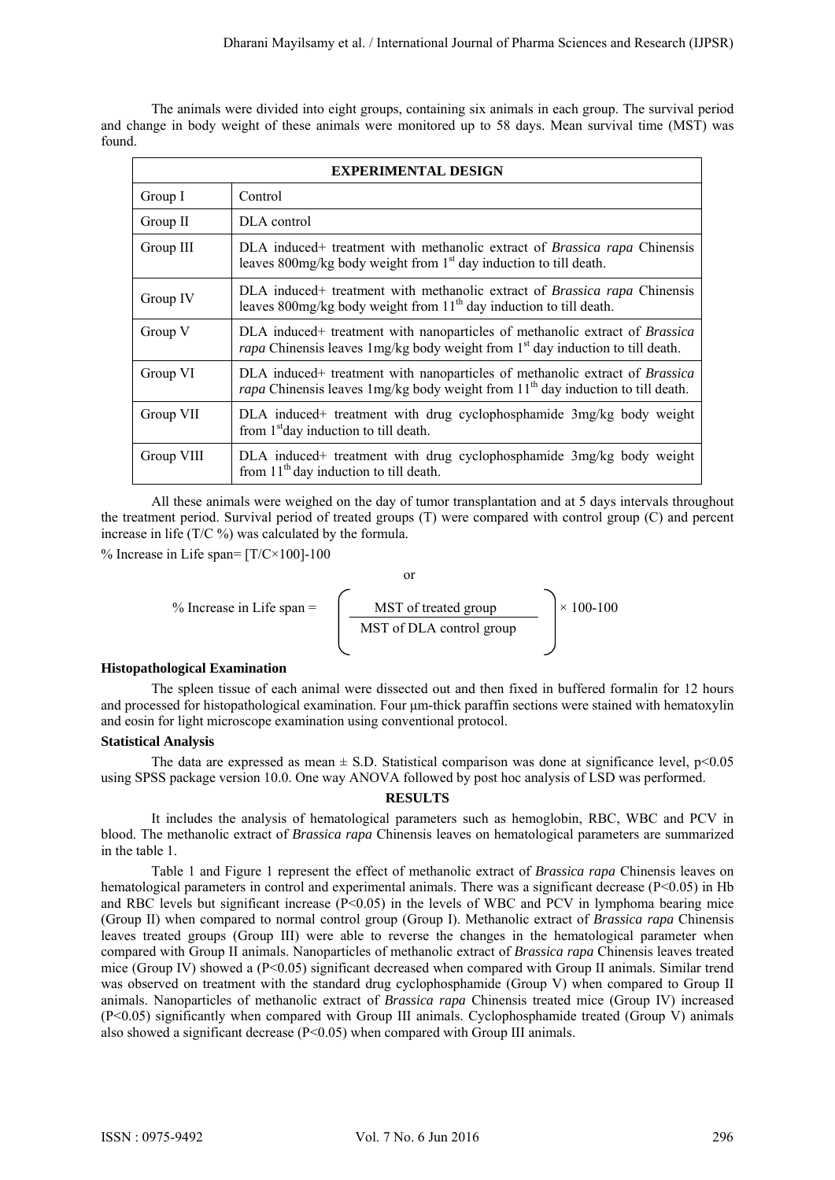The animals were divided into eight groups, containing six animals in each group. The survival period and change in body weight of these animals were monitored up to 58 days. Mean survival time (MST) was found.

| EXPERIMENTAL DESIGN | |
|---|---|
| Group I | Control |
| Group II | DLA control |
| Group III | DLA induced+ treatment with methanolic extract of *Brassica rapa* Chinensis leaves 800mg/kg body weight from 1st day induction to till death. |
| Group IV | DLA induced+ treatment with methanolic extract of *Brassica rapa* Chinensis leaves 800mg/kg body weight from 11th day induction to till death. |
| Group V | DLA induced+ treatment with nanoparticles of methanolic extract of *Brassica rapa* Chinensis leaves 1mg/kg body weight from 1st day induction to till death. |
| Group VI | DLA induced+ treatment with nanoparticles of methanolic extract of *Brassica rapa* Chinensis leaves 1mg/kg body weight from 11th day induction to till death. |
| Group VII | DLA induced+ treatment with drug cyclophosphamide 3mg/kg body weight from 1st day induction to till death. |
| Group VIII | DLA induced+ treatment with drug cyclophosphamide 3mg/kg body weight from 11th day induction to till death. |

All these animals were weighed on the day of tumor transplantation and at 5 days intervals throughout the treatment period. Survival period of treated groups (T) were compared with control group (C) and percent increase in life (T/C %) was calculated by the formula.

% Increase in Life span= [T/C×100]-100

or

$$\text{\% Increase in Life span} = \left( \frac{\text{MST of treated group}}{\text{MST of DLA control group}} \right) \times 100 - 100$$

**Histopathological Examination**

The spleen tissue of each animal were dissected out and then fixed in buffered formalin for 12 hours and processed for histopathological examination. Four μm-thick paraffin sections were stained with hematoxylin and eosin for light microscope examination using conventional protocol.

**Statistical Analysis**

The data are expressed as mean ± S.D. Statistical comparison was done at significance level, $p<0.05$ using SPSS package version 10.0. One way ANOVA followed by post hoc analysis of LSD was performed.

## RESULTS

It includes the analysis of hematological parameters such as hemoglobin, RBC, WBC and PCV in blood. The methanolic extract of *Brassica rapa* Chinensis leaves on hematological parameters are summarized in the table 1.

Table 1 and Figure 1 represent the effect of methanolic extract of *Brassica rapa* Chinensis leaves on hematological parameters in control and experimental animals. There was a significant decrease ($P<0.05$) in Hb and RBC levels but significant increase ($P<0.05$) in the levels of WBC and PCV in lymphoma bearing mice (Group II) when compared to normal control group (Group I). Methanolic extract of *Brassica rapa* Chinensis leaves treated groups (Group III) were able to reverse the changes in the hematological parameter when compared with Group II animals. Nanoparticles of methanolic extract of *Brassica rapa* Chinensis leaves treated mice (Group IV) showed a ($P<0.05$) significant decreased when compared with Group II animals. Similar trend was observed on treatment with the standard drug cyclophosphamide (Group V) when compared to Group II animals. Nanoparticles of methanolic extract of *Brassica rapa* Chinensis treated mice (Group IV) increased ($P<0.05$) significantly when compared with Group III animals. Cyclophosphamide treated (Group V) animals also showed a significant decrease ($P<0.05$) when compared with Group III animals.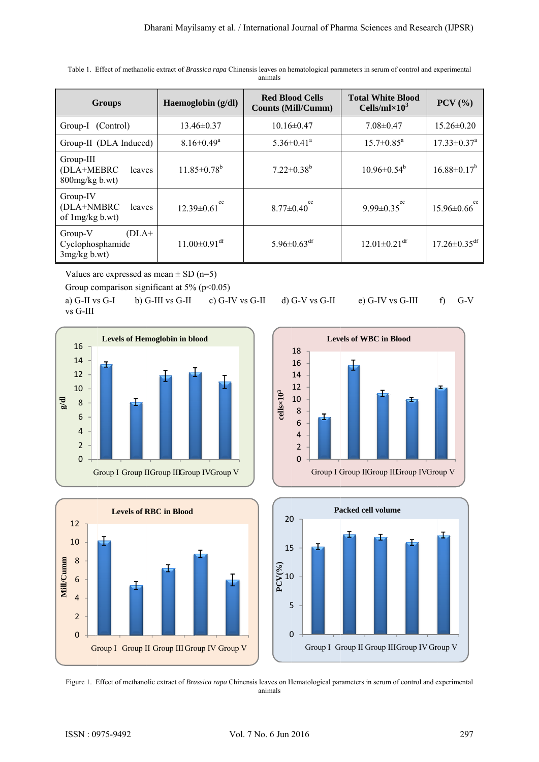Table 1. Effect of methanolic extract of *Brassica rapa* Chinensis leaves on hematological parameters in serum of control and experimental animals

| Groups | Haemoglobin (g/dl) | Red Blood Cells Counts (Mill/Cumm) | Total White Blood Cells/ml×$10^3$ | PCV (%) |
|---|---|---|---|---|
| Group-I (Control) | 13.46±0.37 | 10.16±0.47 | 7.08±0.47 | 15.26±0.20 |
| Group-II (DLA Induced) | 8.16±0.49[a] | 5.36±0.41[a] | 15.7±0.85[a] | 17.33±0.37[a] |
| Group-III (DLA+MEBRC leaves 800mg/kg b.wt) | 11.85±0.78[b] | 7.22±0.38[b] | 10.96±0.54[b] | 16.88±0.17[b] |
| Group-IV (DLA+NMBRC leaves of 1mg/kg b.wt) | 12.39±0.61[ce] | 8.77±0.40[ce] | 9.99±0.35[ce] | 15.96±0.66[ce] |
| Group-V (DLA+ Cyclophosphamide 3mg/kg b.wt) | 11.00±0.91[df] | 5.96±0.63[df] | 12.01±0.21[df] | 17.26±0.35[df] |

Values are expressed as mean ± SD (n=5)

Group comparison significant at 5% ($p<0.05$)

a) G-II vs G-I b) G-III vs G-II c) G-IV vs G-II d) G-V vs G-II e) G-IV vs G-III f) G-V vs G-III

Figure 1. Effect of methanolic extract of *Brassica rapa* Chinensis leaves on Hematological parameters in serum of control and experimental animals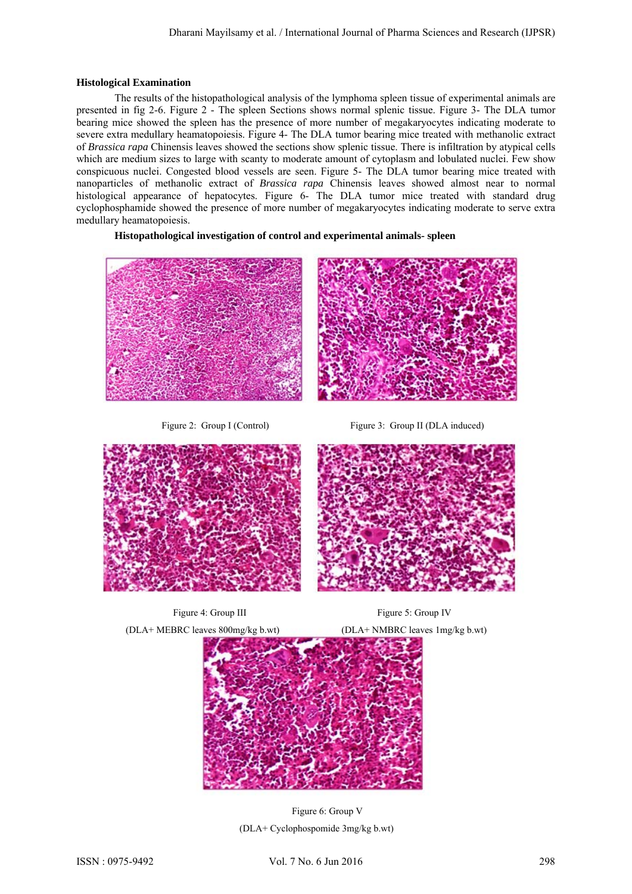### Histological Examination

The results of the histopathological analysis of the lymphoma spleen tissue of experimental animals are presented in fig 2-6. Figure 2 - The spleen Sections shows normal splenic tissue. Figure 3- The DLA tumor bearing mice showed the spleen has the presence of more number of megakaryocytes indicating moderate to severe extra medullary heamatopoiesis. Figure 4- The DLA tumor bearing mice treated with methanolic extract of *Brassica rapa* Chinensis leaves showed the sections show splenic tissue. There is infiltration by atypical cells which are medium sizes to large with scanty to moderate amount of cytoplasm and lobulated nuclei. Few show conspicuous nuclei. Congested blood vessels are seen. Figure 5- The DLA tumor bearing mice treated with nanoparticles of methanolic extract of *Brassica rapa* Chinensis leaves showed almost near to normal histological appearance of hepatocytes. Figure 6- The DLA tumor mice treated with standard drug cyclophosphamide showed the presence of more number of megakaryocytes indicating moderate to serve extra medullary heamatopoiesis.

**Histopathological investigation of control and experimental animals- spleen**

Figure 2: Group I (Control)

Figure 3: Group II (DLA induced)

Figure 4: Group III
(DLA+ MEBRC leaves 800mg/kg b.wt)

Figure 5: Group IV
(DLA+ NMBRC leaves 1mg/kg b.wt)

Figure 6: Group V
(DLA+ Cyclophospomide 3mg/kg b.wt)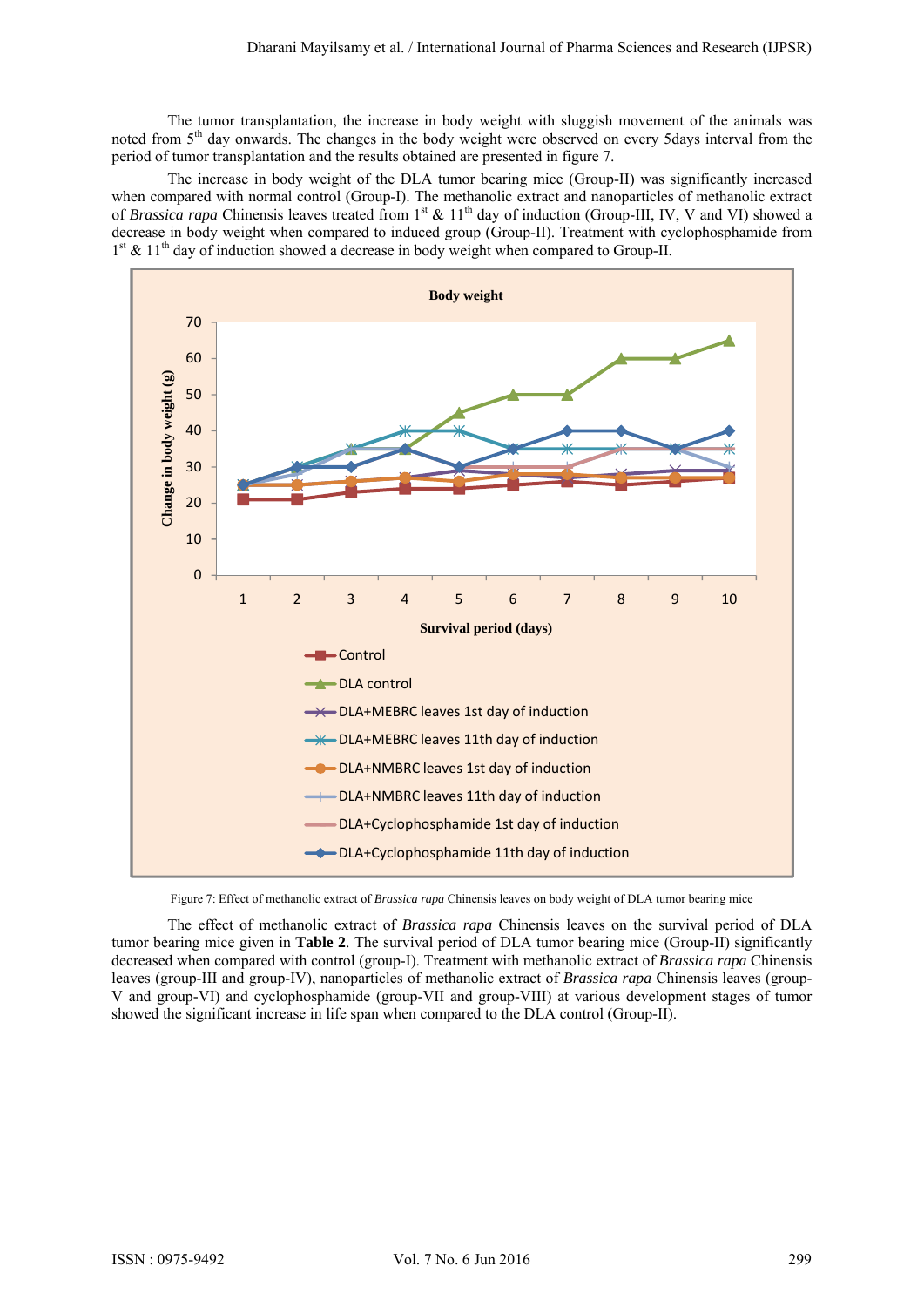The tumor transplantation, the increase in body weight with sluggish movement of the animals was noted from 5th day onwards. The changes in the body weight were observed on every 5days interval from the period of tumor transplantation and the results obtained are presented in figure 7.

The increase in body weight of the DLA tumor bearing mice (Group-II) was significantly increased when compared with normal control (Group-I). The methanolic extract and nanoparticles of methanolic extract of *Brassica rapa* Chinensis leaves treated from 1st & 11th day of induction (Group-III, IV, V and VI) showed a decrease in body weight when compared to induced group (Group-II). Treatment with cyclophosphamide from 1st & 11th day of induction showed a decrease in body weight when compared to Group-II.

Figure 7: Effect of methanolic extract of *Brassica rapa* Chinensis leaves on body weight of DLA tumor bearing mice

The effect of methanolic extract of *Brassica rapa* Chinensis leaves on the survival period of DLA tumor bearing mice given in **Table 2**. The survival period of DLA tumor bearing mice (Group-II) significantly decreased when compared with control (group-I). Treatment with methanolic extract of *Brassica rapa* Chinensis leaves (group-III and group-IV), nanoparticles of methanolic extract of *Brassica rapa* Chinensis leaves (group-V and group-VI) and cyclophosphamide (group-VII and group-VIII) at various development stages of tumor showed the significant increase in life span when compared to the DLA control (Group-II).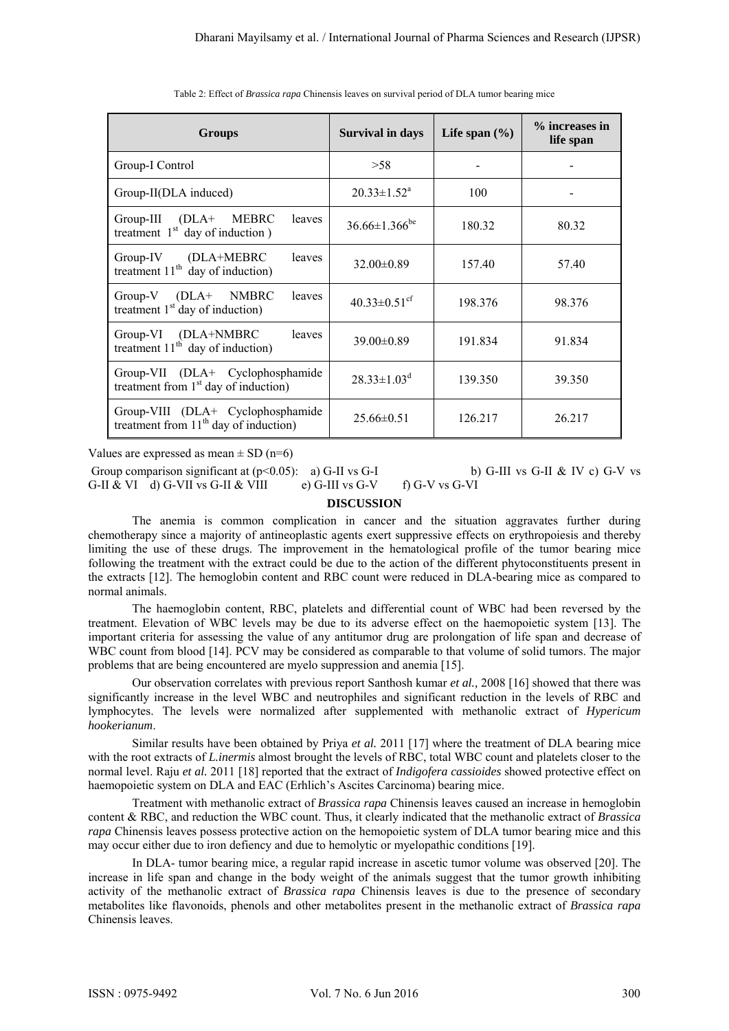Table 2: Effect of *Brassica rapa* Chinensis leaves on survival period of DLA tumor bearing mice

| Groups | Survival in days | Life span (%) | % increases in life span |
|---|---|---|---|
| Group-I Control | >58 | - | - |
| Group-II(DLA induced) | 20.33±1.52[a] | 100 | - |
| Group-III (DLA+ MEBRC leaves treatment 1st day of induction ) | 36.66±1.366[be] | 180.32 | 80.32 |
| Group-IV (DLA+MEBRC leaves treatment 11th day of induction) | 32.00±0.89 | 157.40 | 57.40 |
| Group-V (DLA+ NMBRC leaves treatment 1st day of induction) | 40.33±0.51[cf] | 198.376 | 98.376 |
| Group-VI (DLA+NMBRC leaves treatment 11th day of induction) | 39.00±0.89 | 191.834 | 91.834 |
| Group-VII (DLA+ Cyclophosphamide treatment from 1st day of induction) | 28.33±1.03[d] | 139.350 | 39.350 |
| Group-VIII (DLA+ Cyclophosphamide treatment from 11th day of induction) | 25.66±0.51 | 126.217 | 26.217 |

Values are expressed as mean ± SD (n=6)

Group comparison significant at ($p<0.05$): a) G-II vs G-I b) G-III vs G-II & IV c) G-V vs G-II & VI d) G-VII vs G-II & VIII e) G-III vs G-V f) G-V vs G-VI

## DISCUSSION

The anemia is common complication in cancer and the situation aggravates further during chemotherapy since a majority of antineoplastic agents exert suppressive effects on erythropoiesis and thereby limiting the use of these drugs. The improvement in the hematological profile of the tumor bearing mice following the treatment with the extract could be due to the action of the different phytoconstituents present in the extracts [12]. The hemoglobin content and RBC count were reduced in DLA-bearing mice as compared to normal animals.

The haemoglobin content, RBC, platelets and differential count of WBC had been reversed by the treatment. Elevation of WBC levels may be due to its adverse effect on the haemopoietic system [13]. The important criteria for assessing the value of any antitumor drug are prolongation of life span and decrease of WBC count from blood [14]. PCV may be considered as comparable to that volume of solid tumors. The major problems that are being encountered are myelo suppression and anemia [15].

Our observation correlates with previous report Santhosh kumar *et al.,* 2008 [16] showed that there was significantly increase in the level WBC and neutrophiles and significant reduction in the levels of RBC and lymphocytes. The levels were normalized after supplemented with methanolic extract of *Hypericum hookerianum*.

Similar results have been obtained by Priya *et al.* 2011 [17] where the treatment of DLA bearing mice with the root extracts of *L.inermis* almost brought the levels of RBC, total WBC count and platelets closer to the normal level. Raju *et al.* 2011 [18] reported that the extract of *Indigofera cassioides* showed protective effect on haemopoietic system on DLA and EAC (Erhlich's Ascites Carcinoma) bearing mice.

Treatment with methanolic extract of *Brassica rapa* Chinensis leaves caused an increase in hemoglobin content & RBC, and reduction the WBC count. Thus, it clearly indicated that the methanolic extract of *Brassica rapa* Chinensis leaves possess protective action on the hemopoietic system of DLA tumor bearing mice and this may occur either due to iron defiency and due to hemolytic or myelopathic conditions [19].

In DLA- tumor bearing mice, a regular rapid increase in ascetic tumor volume was observed [20]. The increase in life span and change in the body weight of the animals suggest that the tumor growth inhibiting activity of the methanolic extract of *Brassica rapa* Chinensis leaves is due to the presence of secondary metabolites like flavonoids, phenols and other metabolites present in the methanolic extract of *Brassica rapa* Chinensis leaves.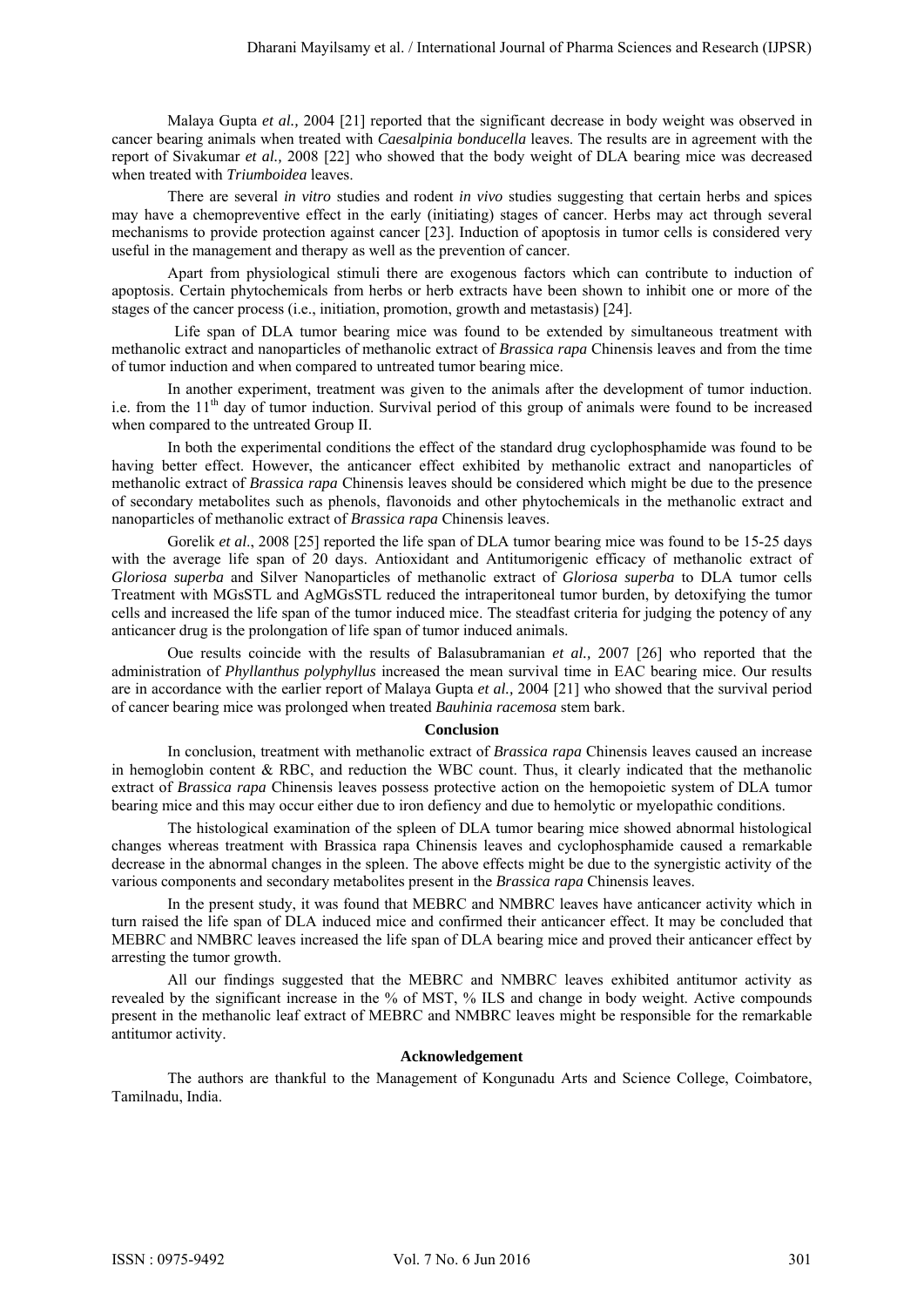Malaya Gupta *et al.,* 2004 [21] reported that the significant decrease in body weight was observed in cancer bearing animals when treated with *Caesalpinia bonducella* leaves. The results are in agreement with the report of Sivakumar *et al.,* 2008 [22] who showed that the body weight of DLA bearing mice was decreased when treated with *Triumboidea* leaves.

There are several *in vitro* studies and rodent *in vivo* studies suggesting that certain herbs and spices may have a chemopreventive effect in the early (initiating) stages of cancer. Herbs may act through several mechanisms to provide protection against cancer [23]. Induction of apoptosis in tumor cells is considered very useful in the management and therapy as well as the prevention of cancer.

Apart from physiological stimuli there are exogenous factors which can contribute to induction of apoptosis. Certain phytochemicals from herbs or herb extracts have been shown to inhibit one or more of the stages of the cancer process (i.e., initiation, promotion, growth and metastasis) [24].

Life span of DLA tumor bearing mice was found to be extended by simultaneous treatment with methanolic extract and nanoparticles of methanolic extract of *Brassica rapa* Chinensis leaves and from the time of tumor induction and when compared to untreated tumor bearing mice.

In another experiment, treatment was given to the animals after the development of tumor induction. i.e. from the 11th day of tumor induction. Survival period of this group of animals were found to be increased when compared to the untreated Group II.

In both the experimental conditions the effect of the standard drug cyclophosphamide was found to be having better effect. However, the anticancer effect exhibited by methanolic extract and nanoparticles of methanolic extract of *Brassica rapa* Chinensis leaves should be considered which might be due to the presence of secondary metabolites such as phenols, flavonoids and other phytochemicals in the methanolic extract and nanoparticles of methanolic extract of *Brassica rapa* Chinensis leaves.

Gorelik *et al*., 2008 [25] reported the life span of DLA tumor bearing mice was found to be 15-25 days with the average life span of 20 days. Antioxidant and Antitumorigenic efficacy of methanolic extract of *Gloriosa superba* and Silver Nanoparticles of methanolic extract of *Gloriosa superba* to DLA tumor cells Treatment with MGsSTL and AgMGsSTL reduced the intraperitoneal tumor burden, by detoxifying the tumor cells and increased the life span of the tumor induced mice. The steadfast criteria for judging the potency of any anticancer drug is the prolongation of life span of tumor induced animals.

Oue results coincide with the results of Balasubramanian *et al.,* 2007 [26] who reported that the administration of *Phyllanthus polyphyllus* increased the mean survival time in EAC bearing mice. Our results are in accordance with the earlier report of Malaya Gupta *et al.,* 2004 [21] who showed that the survival period of cancer bearing mice was prolonged when treated *Bauhinia racemosa* stem bark.

## Conclusion

In conclusion, treatment with methanolic extract of *Brassica rapa* Chinensis leaves caused an increase in hemoglobin content & RBC, and reduction the WBC count. Thus, it clearly indicated that the methanolic extract of *Brassica rapa* Chinensis leaves possess protective action on the hemopoietic system of DLA tumor bearing mice and this may occur either due to iron defiency and due to hemolytic or myelopathic conditions.

The histological examination of the spleen of DLA tumor bearing mice showed abnormal histological changes whereas treatment with Brassica rapa Chinensis leaves and cyclophosphamide caused a remarkable decrease in the abnormal changes in the spleen. The above effects might be due to the synergistic activity of the various components and secondary metabolites present in the *Brassica rapa* Chinensis leaves.

In the present study, it was found that MEBRC and NMBRC leaves have anticancer activity which in turn raised the life span of DLA induced mice and confirmed their anticancer effect. It may be concluded that MEBRC and NMBRC leaves increased the life span of DLA bearing mice and proved their anticancer effect by arresting the tumor growth.

All our findings suggested that the MEBRC and NMBRC leaves exhibited antitumor activity as revealed by the significant increase in the % of MST, % ILS and change in body weight. Active compounds present in the methanolic leaf extract of MEBRC and NMBRC leaves might be responsible for the remarkable antitumor activity.

## Acknowledgement

The authors are thankful to the Management of Kongunadu Arts and Science College, Coimbatore, Tamilnadu, India.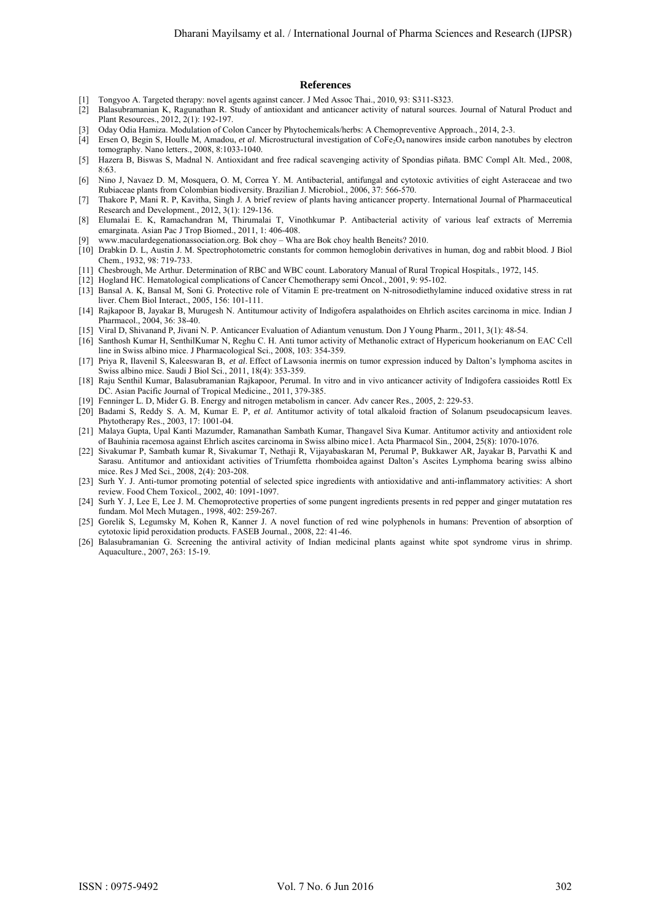## References

[1] Tongyoo A. Targeted therapy: novel agents against cancer. J Med Assoc Thai., 2010, 93: S311-S323.

[2] Balasubramanian K, Ragunathan R. Study of antioxidant and anticancer activity of natural sources. Journal of Natural Product and Plant Resources., 2012, 2(1): 192-197.

[3] Oday Odia Hamiza. Modulation of Colon Cancer by Phytochemicals/herbs: A Chemopreventive Approach., 2014, 2-3.

[4] Ersen O, Begin S, Houlle M, Amadou, *et al*. Microstructural investigation of $CoFe_2O_4$ nanowires inside carbon nanotubes by electron tomography. Nano letters., 2008, 8:1033-1040.

[5] Hazera B, Biswas S, Madnal N. Antioxidant and free radical scavenging activity of Spondias piñata. BMC Compl Alt. Med., 2008, 8:63.

[6] Nino J, Navaez D. M, Mosquera, O. M, Correa Y. M. Antibacterial, antifungal and cytotoxic avtivities of eight Asteraceae and two Rubiaceae plants from Colombian biodiversity. Brazilian J. Microbiol., 2006, 37: 566-570.

[7] Thakore P, Mani R. P, Kavitha, Singh J. A brief review of plants having anticancer property. International Journal of Pharmaceutical Research and Development., 2012, 3(1): 129-136.

[8] Elumalai E. K, Ramachandran M, Thirumalai T, Vinothkumar P. Antibacterial activity of various leaf extracts of Merremia emarginata. Asian Pac J Trop Biomed., 2011, 1: 406-408.

[9] www.maculardegenationassociation.org. Bok choy – Wha are Bok choy health Beneits? 2010.

[10] Drabkin D. L, Austin J. M. Spectrophotometric constants for common hemoglobin derivatives in human, dog and rabbit blood. J Biol Chem., 1932, 98: 719-733.

[11] Chesbrough, Me Arthur. Determination of RBC and WBC count. Laboratory Manual of Rural Tropical Hospitals., 1972, 145.

[12] Hogland HC. Hematological complications of Cancer Chemotherapy semi Oncol., 2001, 9: 95-102.

[13] Bansal A. K, Bansal M, Soni G. Protective role of Vitamin E pre-treatment on N-nitrosodiethylamine induced oxidative stress in rat liver. Chem Biol Interact., 2005, 156: 101-111.

[14] Rajkapoor B, Jayakar B, Murugesh N. Antitumour activity of Indigofera aspalathoides on Ehrlich ascites carcinoma in mice. Indian J Pharmacol., 2004, 36: 38-40.

[15] Viral D, Shivanand P, Jivani N. P. Anticancer Evaluation of Adiantum venustum. Don J Young Pharm., 2011, 3(1): 48-54.

[16] Santhosh Kumar H, SenthilKumar N, Reghu C. H. Anti tumor activity of Methanolic extract of Hypericum hookerianum on EAC Cell line in Swiss albino mice. J Pharmacological Sci., 2008, 103: 354-359.

[17] Priya R, Ilavenil S, Kaleeswaran B, *et al*. Effect of Lawsonia inermis on tumor expression induced by Dalton's lymphoma ascites in Swiss albino mice. Saudi J Biol Sci., 2011, 18(4): 353-359.

[18] Raju Senthil Kumar, Balasubramanian Rajkapoor, Perumal. In vitro and in vivo anticancer activity of Indigofera cassioides Rottl Ex DC. Asian Pacific Journal of Tropical Medicine., 2011, 379-385.

[19] Fenninger L. D, Mider G. B. Energy and nitrogen metabolism in cancer. Adv cancer Res., 2005, 2: 229-53.

[20] Badami S, Reddy S. A. M, Kumar E. P, *et al*. Antitumor activity of total alkaloid fraction of Solanum pseudocapsicum leaves. Phytotherapy Res., 2003, 17: 1001-04.

[21] Malaya Gupta, Upal Kanti Mazumder, Ramanathan Sambath Kumar, Thangavel Siva Kumar. Antitumor activity and antioxident role of Bauhinia racemosa against Ehrlich ascites carcinoma in Swiss albino mice1. Acta Pharmacol Sin., 2004, 25(8): 1070-1076.

[22] Sivakumar P, Sambath kumar R, Sivakumar T, Nethaji R, Vijayabaskaran M, Perumal P, Bukkawer AR, Jayakar B, Parvathi K and Sarasu. Antitumor and antioxidant activities of Triumfetta rhomboidea against Dalton's Ascites Lymphoma bearing swiss albino mice. Res J Med Sci., 2008, 2(4): 203-208.

[23] Surh Y. J. Anti-tumor promoting potential of selected spice ingredients with antioxidative and anti-inflammatory activities: A short review. Food Chem Toxicol., 2002, 40: 1091-1097.

[24] Surh Y. J, Lee E, Lee J. M. Chemoprotective properties of some pungent ingredients presents in red pepper and ginger mutatation res fundam. Mol Mech Mutagen., 1998, 402: 259-267.

[25] Gorelik S, Legumsky M, Kohen R, Kanner J. A novel function of red wine polyphenols in humans: Prevention of absorption of cytotoxic lipid peroxidation products. FASEB Journal., 2008, 22: 41-46.

[26] Balasubramanian G. Screening the antiviral activity of Indian medicinal plants against white spot syndrome virus in shrimp. Aquaculture., 2007, 263: 15-19.